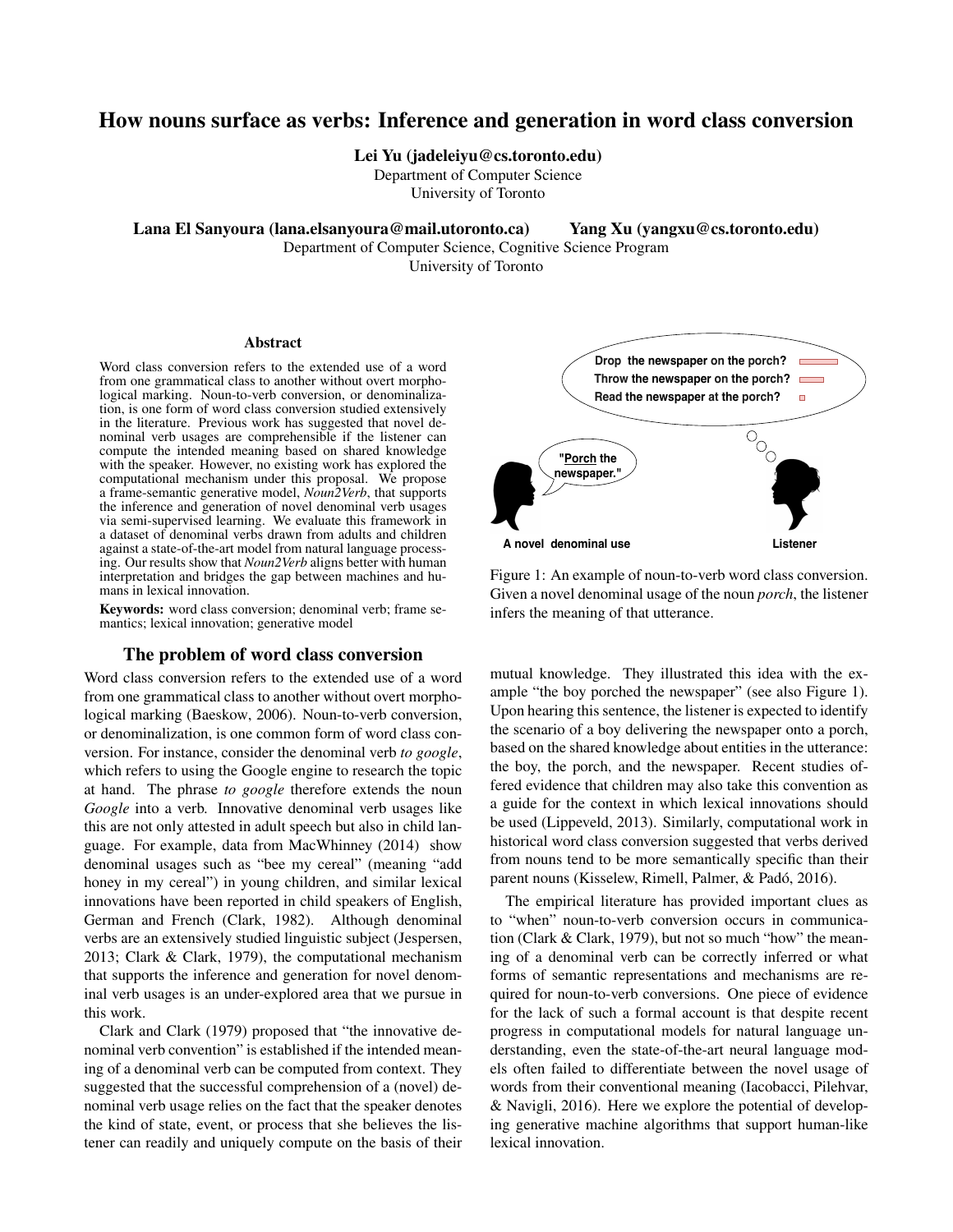# How nouns surface as verbs: Inference and generation in word class conversion

**Lei Yu (jadeleiyu@cs.toronto.edu)**
Department of Computer Science
University of Toronto

**Lana El Sanyoura (lana.elsanyoura@mail.utoronto.ca)** **Yang Xu (yangxu@cs.toronto.edu)**
Department of Computer Science, Cognitive Science Program
University of Toronto

## Abstract

Word class conversion refers to the extended use of a word from one grammatical class to another without overt morphological marking. Noun-to-verb conversion, or denominalization, is one form of word class conversion studied extensively in the literature. Previous work has suggested that novel denominal verb usages are comprehensible if the listener can compute the intended meaning based on shared knowledge with the speaker. However, no existing work has explored the computational mechanism under this proposal. We propose a frame-semantic generative model, *Noun2Verb*, that supports the inference and generation of novel denominal verb usages via semi-supervised learning. We evaluate this framework in a dataset of denominal verbs drawn from adults and children against a state-of-the-art model from natural language processing. Our results show that *Noun2Verb* aligns better with human interpretation and bridges the gap between machines and humans in lexical innovation.

**Keywords:** word class conversion; denominal verb; frame semantics; lexical innovation; generative model

## The problem of word class conversion

Word class conversion refers to the extended use of a word from one grammatical class to another without overt morphological marking (Baeskow, 2006). Noun-to-verb conversion, or denominalization, is one common form of word class conversion. For instance, consider the denominal verb *to google*, which refers to using the Google engine to research the topic at hand. The phrase *to google* therefore extends the noun *Google* into a verb. Innovative denominal verb usages like this are not only attested in adult speech but also in child language. For example, data from MacWhinney (2014) show denominal usages such as "bee my cereal" (meaning "add honey in my cereal") in young children, and similar lexical innovations have been reported in child speakers of English, German and French (Clark, 1982). Although denominal verbs are an extensively studied linguistic subject (Jespersen, 2013; Clark & Clark, 1979), the computational mechanism that supports the inference and generation for novel denominal verb usages is an under-explored area that we pursue in this work.

Clark and Clark (1979) proposed that "the innovative denominal verb convention" is established if the intended meaning of a denominal verb can be computed from context. They suggested that the successful comprehension of a (novel) denominal verb usage relies on the fact that the speaker denotes the kind of state, event, or process that she believes the listener can readily and uniquely compute on the basis of their mutual knowledge. They illustrated this idea with the example "the boy porched the newspaper" (see also Figure 1). Upon hearing this sentence, the listener is expected to identify the scenario of a boy delivering the newspaper onto a porch, based on the shared knowledge about entities in the utterance: the boy, the porch, and the newspaper. Recent studies offered evidence that children may also take this convention as a guide for the context in which lexical innovations should be used (Lippeveld, 2013). Similarly, computational work in historical word class conversion suggested that verbs derived from nouns tend to be more semantically specific than their parent nouns (Kisselew, Rimell, Palmer, & Padó, 2016).

Figure 1: An example of noun-to-verb word class conversion. Given a novel denominal usage of the noun *porch*, the listener infers the meaning of that utterance.

The empirical literature has provided important clues as to "when" noun-to-verb conversion occurs in communication (Clark & Clark, 1979), but not so much "how" the meaning of a denominal verb can be correctly inferred or what forms of semantic representations and mechanisms are required for noun-to-verb conversions. One piece of evidence for the lack of such a formal account is that despite recent progress in computational models for natural language understanding, even the state-of-the-art neural language models often failed to differentiate between the novel usage of words from their conventional meaning (Iacobacci, Pilehvar, & Navigli, 2016). Here we explore the potential of developing generative machine algorithms that support human-like lexical innovation.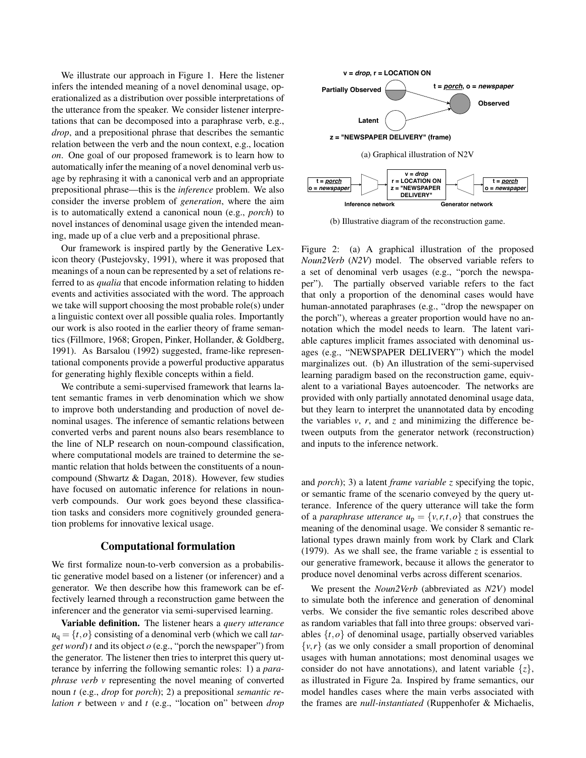We illustrate our approach in Figure 1. Here the listener infers the intended meaning of a novel denominal usage, operationalized as a distribution over possible interpretations of the utterance from the speaker. We consider listener interpretations that can be decomposed into a paraphrase verb, e.g., *drop*, and a prepositional phrase that describes the semantic relation between the verb and the noun context, e.g., location *on*. One goal of our proposed framework is to learn how to automatically infer the meaning of a novel denominal verb usage by rephrasing it with a canonical verb and an appropriate prepositional phrase—this is the *inference* problem. We also consider the inverse problem of *generation*, where the aim is to automatically extend a canonical noun (e.g., *porch*) to novel instances of denominal usage given the intended meaning, made up of a clue verb and a prepositional phrase.

Our framework is inspired partly by the Generative Lexicon theory (Pustejovsky, 1991), where it was proposed that meanings of a noun can be represented by a set of relations referred to as *qualia* that encode information relating to hidden events and activities associated with the word. The approach we take will support choosing the most probable role(s) under a linguistic context over all possible qualia roles. Importantly our work is also rooted in the earlier theory of frame semantics (Fillmore, 1968; Gropen, Pinker, Hollander, & Goldberg, 1991). As Barsalou (1992) suggested, frame-like representational components provide a powerful productive apparatus for generating highly flexible concepts within a field.

We contribute a semi-supervised framework that learns latent semantic frames in verb denomination which we show to improve both understanding and production of novel denominal usages. The inference of semantic relations between converted verbs and parent nouns also bears resemblance to the line of NLP research on noun-compound classification, where computational models are trained to determine the semantic relation that holds between the constituents of a noun-compound (Shwartz & Dagan, 2018). However, few studies have focused on automatic inference for relations in noun-verb compounds. Our work goes beyond these classification tasks and considers more cognitively grounded generation problems for innovative lexical usage.

## Computational formulation

We first formalize noun-to-verb conversion as a probabilistic generative model based on a listener (or inferencer) and a generator. We then describe how this framework can be effectively learned through a reconstruction game between the inferencer and the generator via semi-supervised learning.

**Variable definition.** The listener hears a *query utterance* $u_q = \{t, o\}$ consisting of a denominal verb (which we call *target word*) $t$ and its object $o$ (e.g., "porch the newspaper") from the generator. The listener then tries to interpret this query utterance by inferring the following semantic roles: 1) a *paraphrase verb* $v$ representing the novel meaning of converted noun $t$ (e.g., *drop* for *porch*); 2) a prepositional *semantic relation* $r$ between $v$ and $t$ (e.g., "location on" between *drop* and *porch*); 3) a latent *frame variable* $z$ specifying the topic, or semantic frame of the scenario conveyed by the query utterance. Inference of the query utterance will take the form of a *paraphrase utterance* $u_p = \{v, r, t, o\}$ that construes the meaning of the denominal usage. We consider 8 semantic relational types drawn mainly from work by Clark and Clark (1979). As we shall see, the frame variable $z$ is essential to our generative framework, because it allows the generator to produce novel denominal verbs across different scenarios.

(a) Graphical illustration of N2V

(b) Illustrative diagram of the reconstruction game.

Figure 2: (a) A graphical illustration of the proposed *Noun2Verb* (*N2V*) model. The observed variable refers to a set of denominal verb usages (e.g., "porch the newspaper"). The partially observed variable refers to the fact that only a proportion of the denominal cases would have human-annotated paraphrases (e.g., "drop the newspaper on the porch"), whereas a greater proportion would have no annotation which the model needs to learn. The latent variable captures implicit frames associated with denominal usages (e.g., "NEWSPAPER DELIVERY") which the model marginalizes out. (b) An illustration of the semi-supervised learning paradigm based on the reconstruction game, equivalent to a variational Bayes autoencoder. The networks are provided with only partially annotated denominal usage data, but they learn to interpret the unannotated data by encoding the variables $v$, $r$, and $z$ and minimizing the difference between outputs from the generator network (reconstruction) and inputs to the inference network.

We present the *Noun2Verb* (abbreviated as *N2V*) model to simulate both the inference and generation of denominal verbs. We consider the five semantic roles described above as random variables that fall into three groups: observed variables $\{t, o\}$ of denominal usage, partially observed variables $\{v, r\}$ (as we only consider a small proportion of denominal usages with human annotations; most denominal usages we consider do not have annotations), and latent variable $\{z\}$, as illustrated in Figure 2a. Inspired by frame semantics, our model handles cases where the main verbs associated with the frames are *null-instantiated* (Ruppenhofer & Michaelis,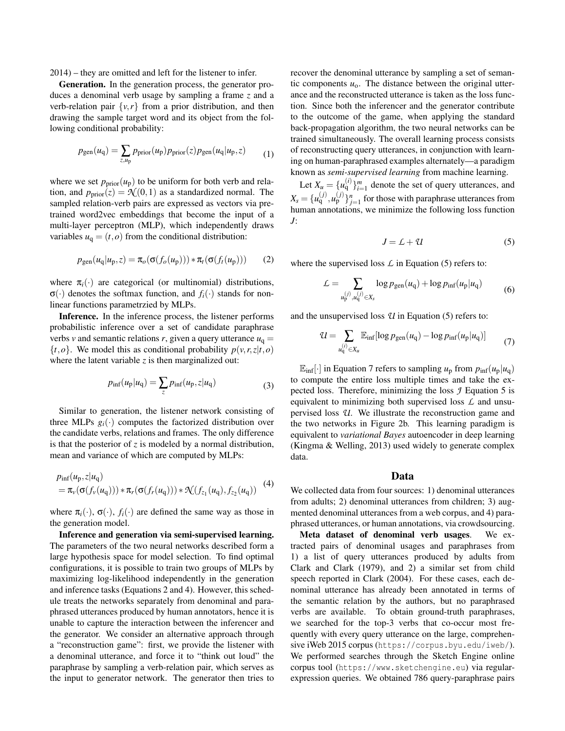2014) – they are omitted and left for the listener to infer.

**Generation.** In the generation process, the generator produces a denominal verb usage by sampling a frame $z$ and a verb-relation pair $\{v, r\}$ from a prior distribution, and then drawing the sample target word and its object from the following conditional probability:

$$p_{\text{gen}}(u_{\text{q}}) = \sum_{z, u_{\text{p}}} p_{\text{prior}}(u_{\text{p}}) p_{\text{prior}}(z) p_{\text{gen}}(u_{\text{q}} | u_{\text{p}}, z) \tag{1}$$

where we set $p_{\text{prior}}(u_{\text{p}})$ to be uniform for both verb and relation, and $p_{\text{prior}}(z) = \mathcal{N}(0, 1)$ as a standardized normal. The sampled relation-verb pairs are expressed as vectors via pre-trained word2vec embeddings that become the input of a multi-layer perceptron (MLP), which independently draws variables $u_{\text{q}} = (t, o)$ from the conditional distribution:

$$p_{\text{gen}}(u_{\text{q}} | u_{\text{p}}, z) = \pi_o(\sigma(f_o(u_{\text{p}}))) * \pi_t(\sigma(f_t(u_{\text{p}}))) \tag{2}$$

where $\pi_i(\cdot)$ are categorical (or multinomial) distributions, $\sigma(\cdot)$ denotes the softmax function, and $f_i(\cdot)$ stands for non-linear functions parametrzied by MLPs.

**Inference.** In the inference process, the listener performs probabilistic inference over a set of candidate paraphrase verbs $v$ and semantic relations $r$, given a query utterance $u_{\text{q}} = \{t, o\}$. We model this as conditional probability $p(v, r, z | t, o)$ where the latent variable $z$ is then marginalized out:

$$p_{\text{inf}}(u_{\text{p}} | u_{\text{q}}) = \sum_{z} p_{\text{inf}}(u_{\text{p}}, z | u_{\text{q}}) \tag{3}$$

Similar to generation, the listener network consisting of three MLPs $g_i(\cdot)$ computes the factorized distribution over the candidate verbs, relations and frames. The only difference is that the posterior of $z$ is modeled by a normal distribution, mean and variance of which are computed by MLPs:

$$\begin{aligned} & p_{\text{inf}}(u_{\text{p}}, z | u_{\text{q}}) \\ & = \pi_v(\sigma(f_v(u_{\text{q}}))) * \pi_r(\sigma(f_r(u_{\text{q}}))) * \mathcal{N}(f_{z_1}(u_{\text{q}}), f_{z_2}(u_{\text{q}})) \end{aligned} \tag{4}$$

where $\pi_i(\cdot)$, $\sigma(\cdot)$, $f_i(\cdot)$ are defined the same way as those in the generation model.

**Inference and generation via semi-supervised learning.** The parameters of the two neural networks described form a large hypothesis space for model selection. To find optimal configurations, it is possible to train two groups of MLPs by maximizing log-likelihood independently in the generation and inference tasks (Equations 2 and 4). However, this schedule treats the networks separately from denominal and paraphrased utterances produced by human annotators, hence it is unable to capture the interaction between the inferencer and the generator. We consider an alternative approach through a "reconstruction game": first, we provide the listener with a denominal utterance, and force it to "think out loud" the paraphrase by sampling a verb-relation pair, which serves as the input to generator network. The generator then tries to recover the denominal utterance by sampling a set of semantic components $u_{\text{o}}$. The distance between the original utterance and the reconstructed utterance is taken as the loss function. Since both the inferencer and the generator contribute to the outcome of the game, when applying the standard back-propagation algorithm, the two neural networks can be trained simultaneously. The overall learning process consists of reconstructing query utterances, in conjunction with learning on human-paraphrased examples alternately—a paradigm known as *semi-supervised learning* from machine learning.

Let $X_u = \{u_{\text{q}}^{(i)}\}_{i=1}^{m}$ denote the set of query utterances, and $X_s = \{u_{\text{q}}^{(j)}, u_{\text{p}}^{(j)}\}_{j=1}^{n}$ for those with paraphrase utterances from human annotations, we minimize the following loss function $J$:

$$J = \mathcal{L} + \mathcal{U} \tag{5}$$

where the supervised loss $\mathcal{L}$ in Equation (5) refers to:

$$\mathcal{L} = \sum_{u_{\text{p}}^{(j)}, u_{\text{q}}^{(j)} \in X_s} \log p_{\text{gen}}(u_{\text{q}}) + \log p_{\text{inf}}(u_{\text{p}} | u_{\text{q}}) \tag{6}$$

and the unsupervised loss $\mathcal{U}$ in Equation (5) refers to:

$$\mathcal{U} = \sum_{u_{\text{q}}^{(i)} \in X_u} \mathbb{E}_{\text{inf}}[\log p_{\text{gen}}(u_{\text{q}}) - \log p_{\text{inf}}(u_{\text{p}} | u_{\text{q}})] \tag{7}$$

$\mathbb{E}_{\text{inf}}[\cdot]$ in Equation 7 refers to sampling $u_{\text{p}}$ from $p_{\text{inf}}(u_{\text{p}} | u_{\text{q}})$ to compute the entire loss multiple times and take the expected loss. Therefore, minimizing the loss $\mathcal{J}$ Equation 5 is equivalent to minimizing both supervised loss $\mathcal{L}$ and unsupervised loss $\mathcal{U}$. We illustrate the reconstruction game and the two networks in Figure 2b. This learning paradigm is equivalent to *variational Bayes* autoencoder in deep learning (Kingma & Welling, 2013) used widely to generate complex data.

## Data

We collected data from four sources: 1) denominal utterances from adults; 2) denominal utterances from children; 3) augmented denominal utterances from a web corpus, and 4) paraphrased utterances, or human annotations, via crowdsourcing.

**Meta dataset of denominal verb usages.** We extracted pairs of denominal usages and paraphrases from 1) a list of query utterances produced by adults from Clark and Clark (1979), and 2) a similar set from child speech reported in Clark (2004). For these cases, each denominal utterance has already been annotated in terms of the semantic relation by the authors, but no paraphrased verbs are available. To obtain ground-truth paraphrases, we searched for the top-3 verbs that co-occur most frequently with every query utterance on the large, comprehensive iWeb 2015 corpus (`https://corpus.byu.edu/iweb/`). We performed searches through the Sketch Engine online corpus tool (`https://www.sketchengine.eu`) via regular-expression queries. We obtained 786 query-paraphrase pairs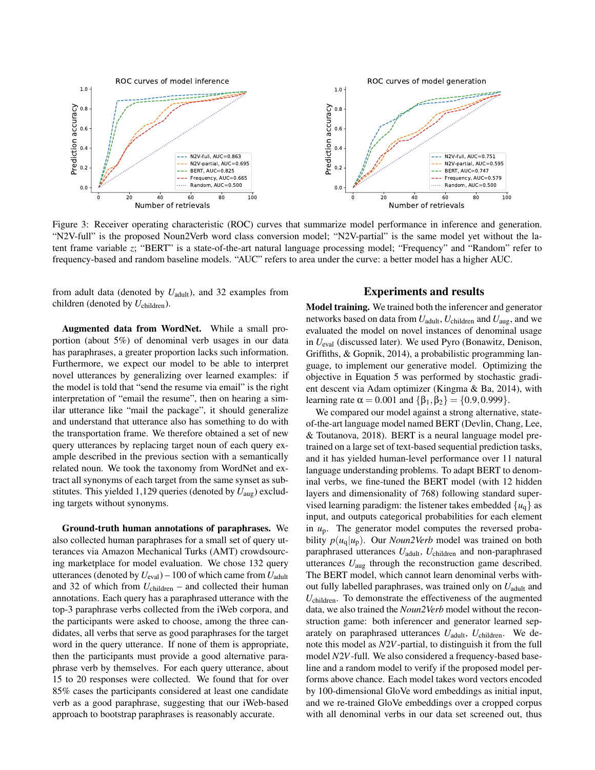Figure 3: Receiver operating characteristic (ROC) curves that summarize model performance in inference and generation. "N2V-full" is the proposed Noun2Verb word class conversion model; "N2V-partial" is the same model yet without the latent frame variable $z$; "BERT" is a state-of-the-art natural language processing model; "Frequency" and "Random" refer to frequency-based and random baseline models. "AUC" refers to area under the curve: a better model has a higher AUC.

from adult data (denoted by $U_{\text{adult}}$), and 32 examples from children (denoted by $U_{\text{children}}$).

**Augmented data from WordNet.** While a small proportion (about 5%) of denominal verb usages in our data has paraphrases, a greater proportion lacks such information. Furthermore, we expect our model to be able to interpret novel utterances by generalizing over learned examples: if the model is told that "send the resume via email" is the right interpretation of "email the resume", then on hearing a similar utterance like "mail the package", it should generalize and understand that utterance also has something to do with the transportation frame. We therefore obtained a set of new query utterances by replacing target noun of each query example described in the previous section with a semantically related noun. We took the taxonomy from WordNet and extract all synonyms of each target from the same synset as substitutes. This yielded 1,129 queries (denoted by $U_{\text{aug}}$) excluding targets without synonyms.

**Ground-truth human annotations of paraphrases.** We also collected human paraphrases for a small set of query utterances via Amazon Mechanical Turks (AMT) crowdsourcing marketplace for model evaluation. We chose 132 query utterances (denoted by $U_{\text{eval}}$) – 100 of which came from $U_{\text{adult}}$ and 32 of which from $U_{\text{children}}$ – and collected their human annotations. Each query has a paraphrased utterance with the top-3 paraphrase verbs collected from the iWeb corpora, and the participants were asked to choose, among the three candidates, all verbs that serve as good paraphrases for the target word in the query utterance. If none of them is appropriate, then the participants must provide a good alternative paraphrase verb by themselves. For each query utterance, about 15 to 20 responses were collected. We found that for over 85% cases the participants considered at least one candidate verb as a good paraphrase, suggesting that our iWeb-based approach to bootstrap paraphrases is reasonably accurate.

## Experiments and results

**Model training.** We trained both the inferencer and generator networks based on data from $U_{\text{adult}}$, $U_{\text{children}}$ and $U_{\text{aug}}$, and we evaluated the model on novel instances of denominal usage in $U_{\text{eval}}$ (discussed later). We used Pyro (Bonawitz, Denison, Griffiths, & Gopnik, 2014), a probabilistic programming language, to implement our generative model. Optimizing the objective in Equation 5 was performed by stochastic gradient descent via Adam optimizer (Kingma & Ba, 2014), with learning rate $\alpha = 0.001$ and $\{\beta_1, \beta_2\} = \{0.9, 0.999\}$.

We compared our model against a strong alternative, state-of-the-art language model named BERT (Devlin, Chang, Lee, & Toutanova, 2018). BERT is a neural language model pretrained on a large set of text-based sequential prediction tasks, and it has yielded human-level performance over 11 natural language understanding problems. To adapt BERT to denominal verbs, we fine-tuned the BERT model (with 12 hidden layers and dimensionality of 768) following standard supervised learning paradigm: the listener takes embedded $\{u_q\}$ as input, and outputs categorical probabilities for each element in $u_p$. The generator model computes the reversed probability $p(u_q|u_p)$. Our *Noun2Verb* model was trained on both paraphrased utterances $U_{\text{adult}}$, $U_{\text{children}}$ and non-paraphrased utterances $U_{\text{aug}}$ through the reconstruction game described. The BERT model, which cannot learn denominal verbs without fully labelled paraphrases, was trained only on $U_{\text{adult}}$ and $U_{\text{children}}$. To demonstrate the effectiveness of the augmented data, we also trained the *Noun2Verb* model without the reconstruction game: both inferencer and generator learned separately on paraphrased utterances $U_{\text{adult}}$, $U_{\text{children}}$. We denote this model as *N2V*-partial, to distinguish it from the full model *N2V*-full. We also considered a frequency-based baseline and a random model to verify if the proposed model performs above chance. Each model takes word vectors encoded by 100-dimensional GloVe word embeddings as initial input, and we re-trained GloVe embeddings over a cropped corpus with all denominal verbs in our data set screened out, thus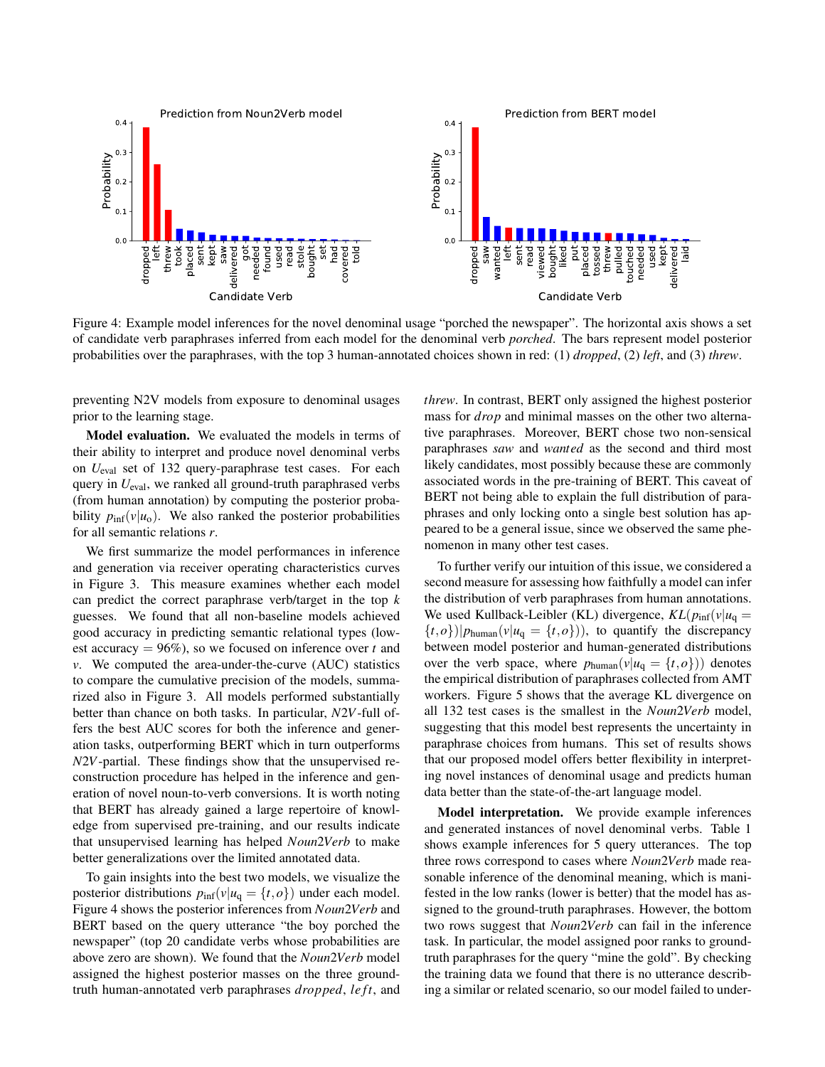Figure 4: Example model inferences for the novel denominal usage “porched the newspaper”. The horizontal axis shows a set of candidate verb paraphrases inferred from each model for the denominal verb *porched*. The bars represent model posterior probabilities over the paraphrases, with the top 3 human-annotated choices shown in red: (1) *dropped*, (2) *left*, and (3) *threw*.

preventing N2V models from exposure to denominal usages prior to the learning stage.

**Model evaluation.** We evaluated the models in terms of their ability to interpret and produce novel denominal verbs on $U_{\text{eval}}$ set of 132 query-paraphrase test cases. For each query in $U_{\text{eval}}$, we ranked all ground-truth paraphrased verbs (from human annotation) by computing the posterior probability $p_{\text{inf}}(v|u_{\text{o}})$. We also ranked the posterior probabilities for all semantic relations $r$.

We first summarize the model performances in inference and generation via receiver operating characteristics curves in Figure 3. This measure examines whether each model can predict the correct paraphrase verb/target in the top $k$ guesses. We found that all non-baseline models achieved good accuracy in predicting semantic relational types (lowest accuracy = 96%), so we focused on inference over $t$ and $v$. We computed the area-under-the-curve (AUC) statistics to compare the cumulative precision of the models, summarized also in Figure 3. All models performed substantially better than chance on both tasks. In particular, *N2V*-full offers the best AUC scores for both the inference and generation tasks, outperforming BERT which in turn outperforms *N2V*-partial. These findings show that the unsupervised reconstruction procedure has helped in the inference and generation of novel noun-to-verb conversions. It is worth noting that BERT has already gained a large repertoire of knowledge from supervised pre-training, and our results indicate that unsupervised learning has helped *Noun2Verb* to make better generalizations over the limited annotated data.

To gain insights into the best two models, we visualize the posterior distributions $p_{\text{inf}}(v|u_{\text{q}} = \{t, o\})$ under each model. Figure 4 shows the posterior inferences from *Noun2Verb* and BERT based on the query utterance “the boy porched the newspaper” (top 20 candidate verbs whose probabilities are above zero are shown). We found that the *Noun2Verb* model assigned the highest posterior masses on the three ground-truth human-annotated verb paraphrases *dropped*, *left*, and *threw*. In contrast, BERT only assigned the highest posterior mass for *drop* and minimal masses on the other two alternative paraphrases. Moreover, BERT chose two non-sensical paraphrases *saw* and *wanted* as the second and third most likely candidates, most possibly because these are commonly associated words in the pre-training of BERT. This caveat of BERT not being able to explain the full distribution of paraphrases and only locking onto a single best solution has appeared to be a general issue, since we observed the same phenomenon in many other test cases.

To further verify our intuition of this issue, we considered a second measure for assessing how faithfully a model can infer the distribution of verb paraphrases from human annotations. We used Kullback-Leibler (KL) divergence, $KL(p_{\text{inf}}(v|u_{\text{q}} = \{t, o\})|p_{\text{human}}(v|u_{\text{q}} = \{t, o\}))$, to quantify the discrepancy between model posterior and human-generated distributions over the verb space, where $p_{\text{human}}(v|u_{\text{q}} = \{t, o\})$ denotes the empirical distribution of paraphrases collected from AMT workers. Figure 5 shows that the average KL divergence on all 132 test cases is the smallest in the *Noun2Verb* model, suggesting that this model best represents the uncertainty in paraphrase choices from humans. This set of results shows that our proposed model offers better flexibility in interpreting novel instances of denominal usage and predicts human data better than the state-of-the-art language model.

**Model interpretation.** We provide example inferences and generated instances of novel denominal verbs. Table 1 shows example inferences for 5 query utterances. The top three rows correspond to cases where *Noun2Verb* made reasonable inference of the denominal meaning, which is manifested in the low ranks (lower is better) that the model has assigned to the ground-truth paraphrases. However, the bottom two rows suggest that *Noun2Verb* can fail in the inference task. In particular, the model assigned poor ranks to ground-truth paraphrases for the query “mine the gold”. By checking the training data we found that there is no utterance describing a similar or related scenario, so our model failed to under-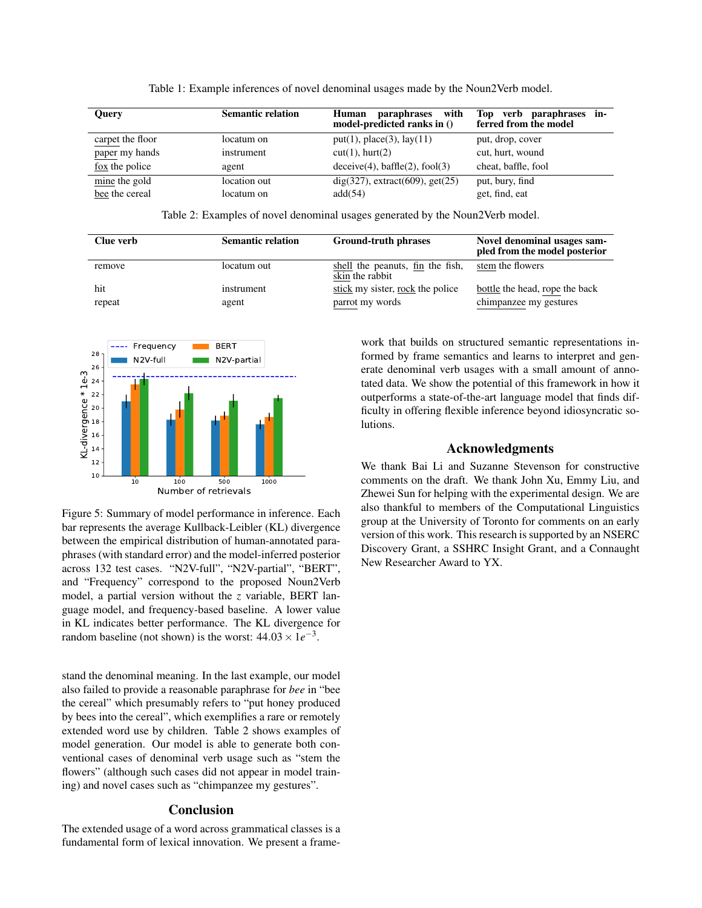Table 1: Example inferences of novel denominal usages made by the Noun2Verb model.

| Query | Semantic relation | Human paraphrases with model-predicted ranks in () | Top verb paraphrases inferred from the model |
|---|---|---|---|
| carpet the floor | locatum on | put(1), place(3), lay(11) | put, drop, cover |
| paper my hands | instrument | cut(1), hurt(2) | cut, hurt, wound |
| fox the police | agent | deceive(4), baffle(2), fool(3) | cheat, baffle, fool |
| mine the gold | location out | dig(327), extract(609), get(25) | put, bury, find |
| bee the cereal | locatum on | add(54) | get, find, eat |

Table 2: Examples of novel denominal usages generated by the Noun2Verb model.

| Clue verb | Semantic relation | Ground-truth phrases | Novel denominal usages sampled from the model posterior |
|---|---|---|---|
| remove | locatum out | shell the peanuts, fin the fish, skin the rabbit | stem the flowers |
| hit | instrument | stick my sister, rock the police | bottle the head, rope the back |
| repeat | agent | parrot my words | chimpanzee my gestures |

Figure 5: Summary of model performance in inference. Each bar represents the average Kullback-Leibler (KL) divergence between the empirical distribution of human-annotated paraphrases (with standard error) and the model-inferred posterior across 132 test cases. "N2V-full", "N2V-partial", "BERT", and "Frequency" correspond to the proposed Noun2Verb model, a partial version without the $z$ variable, BERT language model, and frequency-based baseline. A lower value in KL indicates better performance. The KL divergence for random baseline (not shown) is the worst: $44.03 \times 1e^{-3}$.

stand the denominal meaning. In the last example, our model also failed to provide a reasonable paraphrase for *bee* in "bee the cereal" which presumably refers to "put honey produced by bees into the cereal", which exemplifies a rare or remotely extended word use by children. Table 2 shows examples of model generation. Our model is able to generate both conventional cases of denominal verb usage such as "stem the flowers" (although such cases did not appear in model training) and novel cases such as "chimpanzee my gestures".

## Conclusion

The extended usage of a word across grammatical classes is a fundamental form of lexical innovation. We present a framework that builds on structured semantic representations informed by frame semantics and learns to interpret and generate denominal verb usages with a small amount of annotated data. We show the potential of this framework in how it outperforms a state-of-the-art language model that finds difficulty in offering flexible inference beyond idiosyncratic solutions.

## Acknowledgments

We thank Bai Li and Suzanne Stevenson for constructive comments on the draft. We thank John Xu, Emmy Liu, and Zhewei Sun for helping with the experimental design. We are also thankful to members of the Computational Linguistics group at the University of Toronto for comments on an early version of this work. This research is supported by an NSERC Discovery Grant, a SSHRC Insight Grant, and a Connaught New Researcher Award to YX.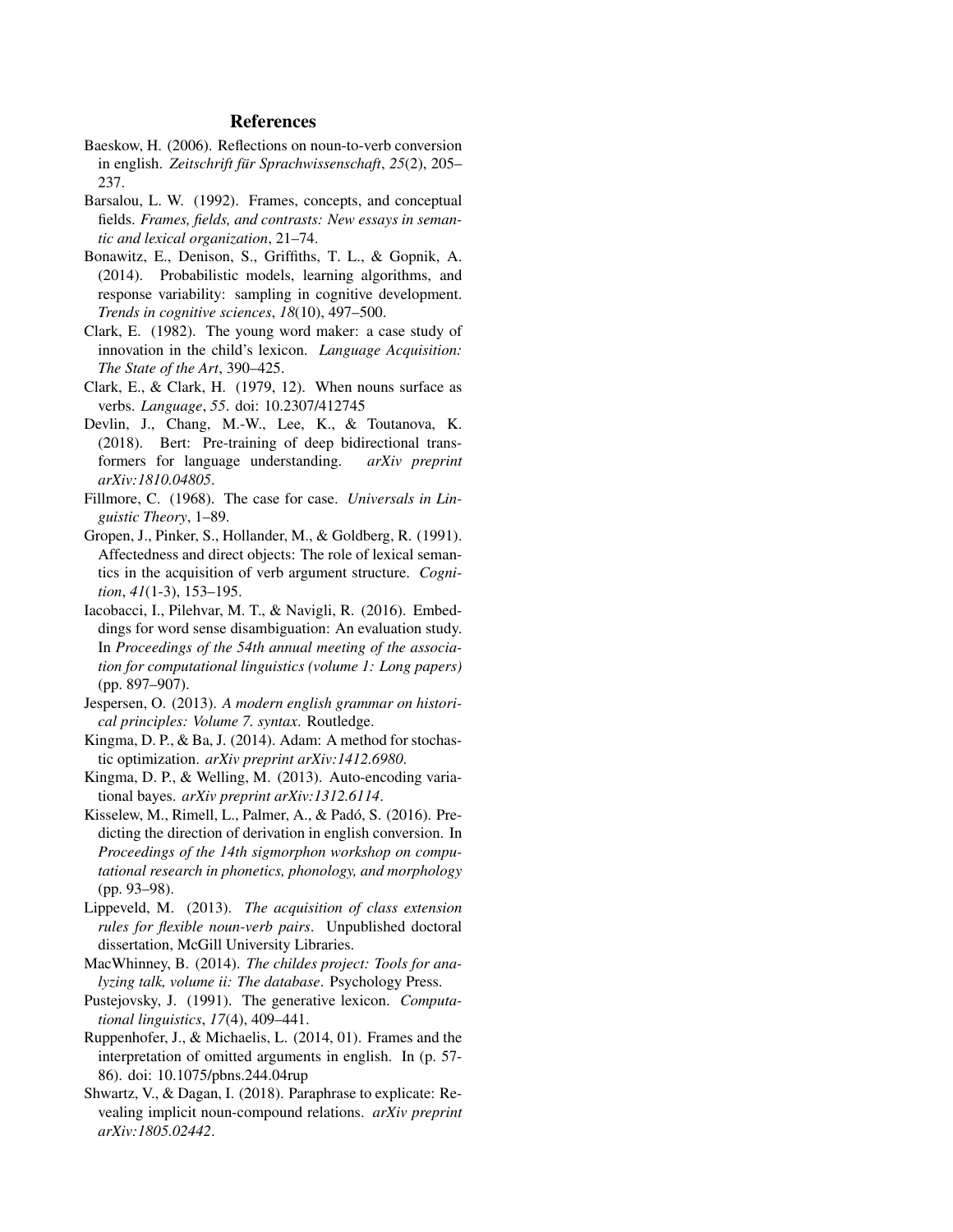## References

Baeskow, H. (2006). Reflections on noun-to-verb conversion in english. *Zeitschrift für Sprachwissenschaft*, *25*(2), 205–237.

Barsalou, L. W. (1992). Frames, concepts, and conceptual fields. *Frames, fields, and contrasts: New essays in semantic and lexical organization*, 21–74.

Bonawitz, E., Denison, S., Griffiths, T. L., & Gopnik, A. (2014). Probabilistic models, learning algorithms, and response variability: sampling in cognitive development. *Trends in cognitive sciences*, *18*(10), 497–500.

Clark, E. (1982). The young word maker: a case study of innovation in the child's lexicon. *Language Acquisition: The State of the Art*, 390–425.

Clark, E., & Clark, H. (1979, 12). When nouns surface as verbs. *Language*, *55*. doi: 10.2307/412745

Devlin, J., Chang, M.-W., Lee, K., & Toutanova, K. (2018). Bert: Pre-training of deep bidirectional transformers for language understanding. *arXiv preprint arXiv:1810.04805*.

Fillmore, C. (1968). The case for case. *Universals in Linguistic Theory*, 1–89.

Gropen, J., Pinker, S., Hollander, M., & Goldberg, R. (1991). Affectedness and direct objects: The role of lexical semantics in the acquisition of verb argument structure. *Cognition*, *41*(1-3), 153–195.

Iacobacci, I., Pilehvar, M. T., & Navigli, R. (2016). Embeddings for word sense disambiguation: An evaluation study. In *Proceedings of the 54th annual meeting of the association for computational linguistics (volume 1: Long papers)* (pp. 897–907).

Jespersen, O. (2013). *A modern english grammar on historical principles: Volume 7. syntax*. Routledge.

Kingma, D. P., & Ba, J. (2014). Adam: A method for stochastic optimization. *arXiv preprint arXiv:1412.6980*.

Kingma, D. P., & Welling, M. (2013). Auto-encoding variational bayes. *arXiv preprint arXiv:1312.6114*.

Kisselew, M., Rimell, L., Palmer, A., & Padó, S. (2016). Predicting the direction of derivation in english conversion. In *Proceedings of the 14th sigmorphon workshop on computational research in phonetics, phonology, and morphology* (pp. 93–98).

Lippeveld, M. (2013). *The acquisition of class extension rules for flexible noun-verb pairs*. Unpublished doctoral dissertation, McGill University Libraries.

MacWhinney, B. (2014). *The childes project: Tools for analyzing talk, volume ii: The database*. Psychology Press.

Pustejovsky, J. (1991). The generative lexicon. *Computational linguistics*, *17*(4), 409–441.

Ruppenhofer, J., & Michaelis, L. (2014, 01). Frames and the interpretation of omitted arguments in english. In (p. 57-86). doi: 10.1075/pbns.244.04rup

Shwartz, V., & Dagan, I. (2018). Paraphrase to explicate: Revealing implicit noun-compound relations. *arXiv preprint arXiv:1805.02442*.